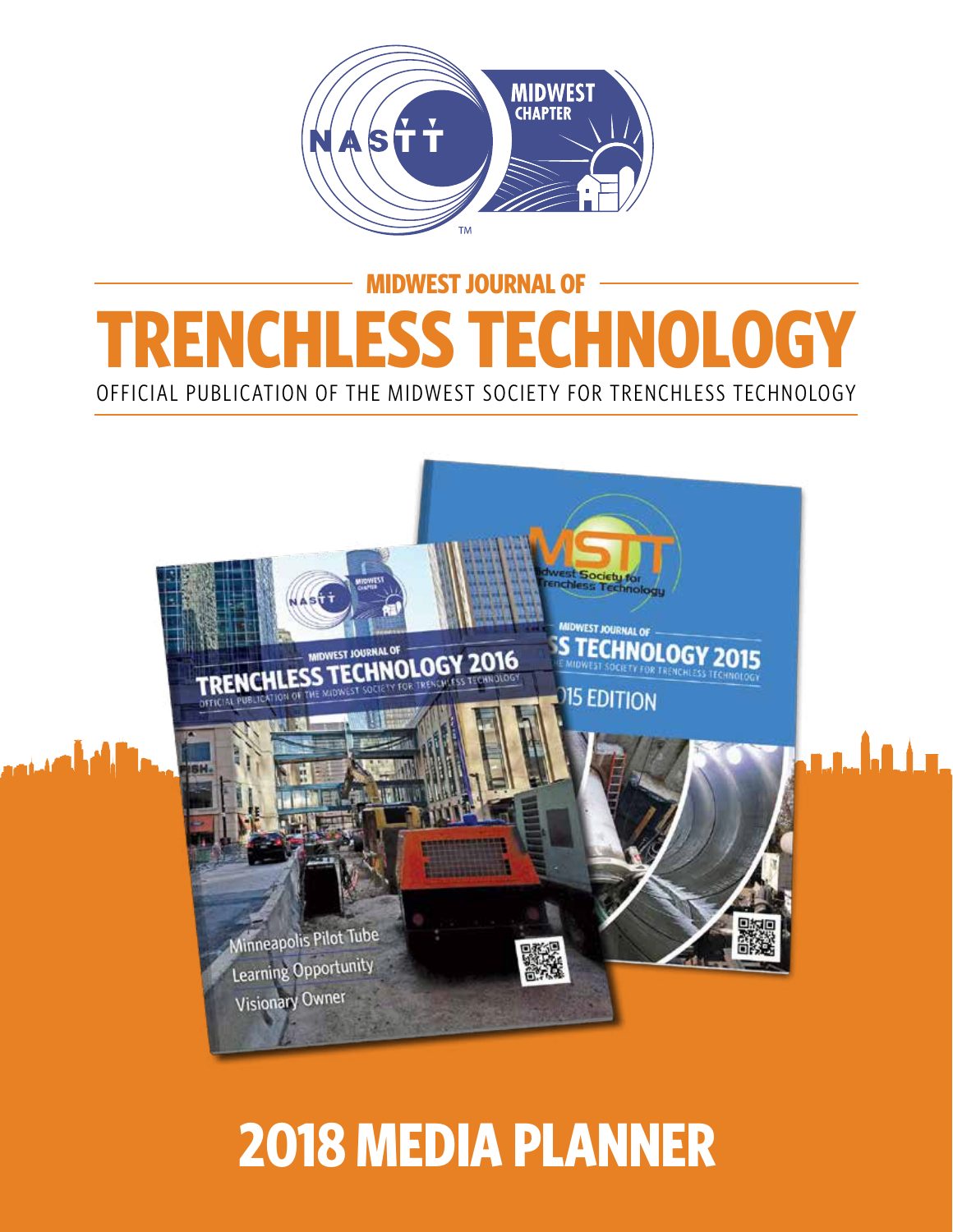MIDWEST JOURNAL OF

# TRENCHLESS TECHNOLOGY

OFFICIAL PUBLICATION OF THE MIDWEST SOCIETY FOR TRENCHLESS TECHNOLOGY

# 2018 MEDIA PLANNER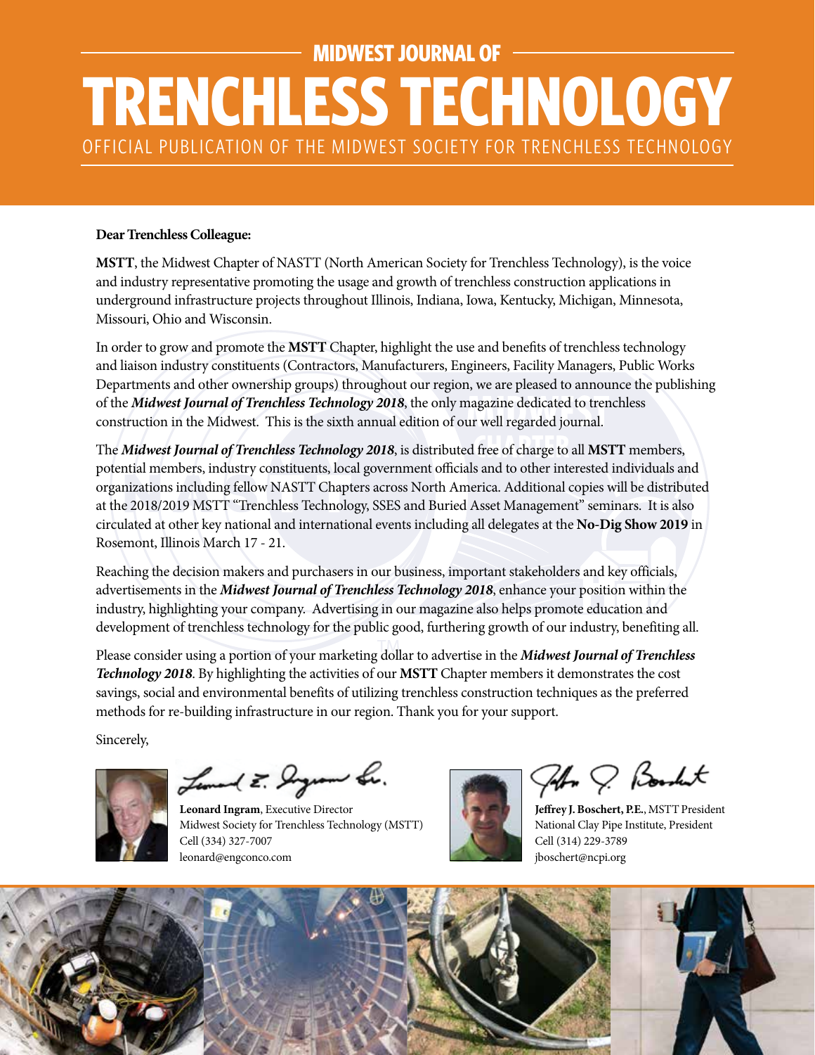# MIDWEST JOURNAL OF TRENCHLESS TECHNOLOGY

OFFICIAL PUBLICATION OF THE MIDWEST SOCIETY FOR TRENCHLESS TECHNOLOGY

**Dear Trenchless Colleague:**

**MSTT**, the Midwest Chapter of NASTT (North American Society for Trenchless Technology), is the voice and industry representative promoting the usage and growth of trenchless construction applications in underground infrastructure projects throughout Illinois, Indiana, Iowa, Kentucky, Michigan, Minnesota, Missouri, Ohio and Wisconsin.

In order to grow and promote the **MSTT** Chapter, highlight the use and benefits of trenchless technology and liaison industry constituents (Contractors, Manufacturers, Engineers, Facility Managers, Public Works Departments and other ownership groups) throughout our region, we are pleased to announce the publishing of the ***Midwest Journal of Trenchless Technology 2018***, the only magazine dedicated to trenchless construction in the Midwest. This is the sixth annual edition of our well regarded journal.

The ***Midwest Journal of Trenchless Technology 2018***, is distributed free of charge to all **MSTT** members, potential members, industry constituents, local government officials and to other interested individuals and organizations including fellow NASTT Chapters across North America. Additional copies will be distributed at the 2018/2019 MSTT "Trenchless Technology, SSES and Buried Asset Management" seminars. It is also circulated at other key national and international events including all delegates at the **No-Dig Show 2019** in Rosemont, Illinois March 17 - 21.

Reaching the decision makers and purchasers in our business, important stakeholders and key officials, advertisements in the ***Midwest Journal of Trenchless Technology 2018***, enhance your position within the industry, highlighting your company. Advertising in our magazine also helps promote education and development of trenchless technology for the public good, furthering growth of our industry, benefiting all.

Please consider using a portion of your marketing dollar to advertise in the ***Midwest Journal of Trenchless Technology 2018***. By highlighting the activities of our **MSTT** Chapter members it demonstrates the cost savings, social and environmental benefits of utilizing trenchless construction techniques as the preferred methods for re-building infrastructure in our region. Thank you for your support.

Sincerely,

**Leonard Ingram**, Executive Director
Midwest Society for Trenchless Technology (MSTT)
Cell (334) 327-7007
leonard@engconco.com

**Jeffrey J. Boschert, P.E.**, MSTT President
National Clay Pipe Institute, President
Cell (314) 229-3789
jboschert@ncpi.org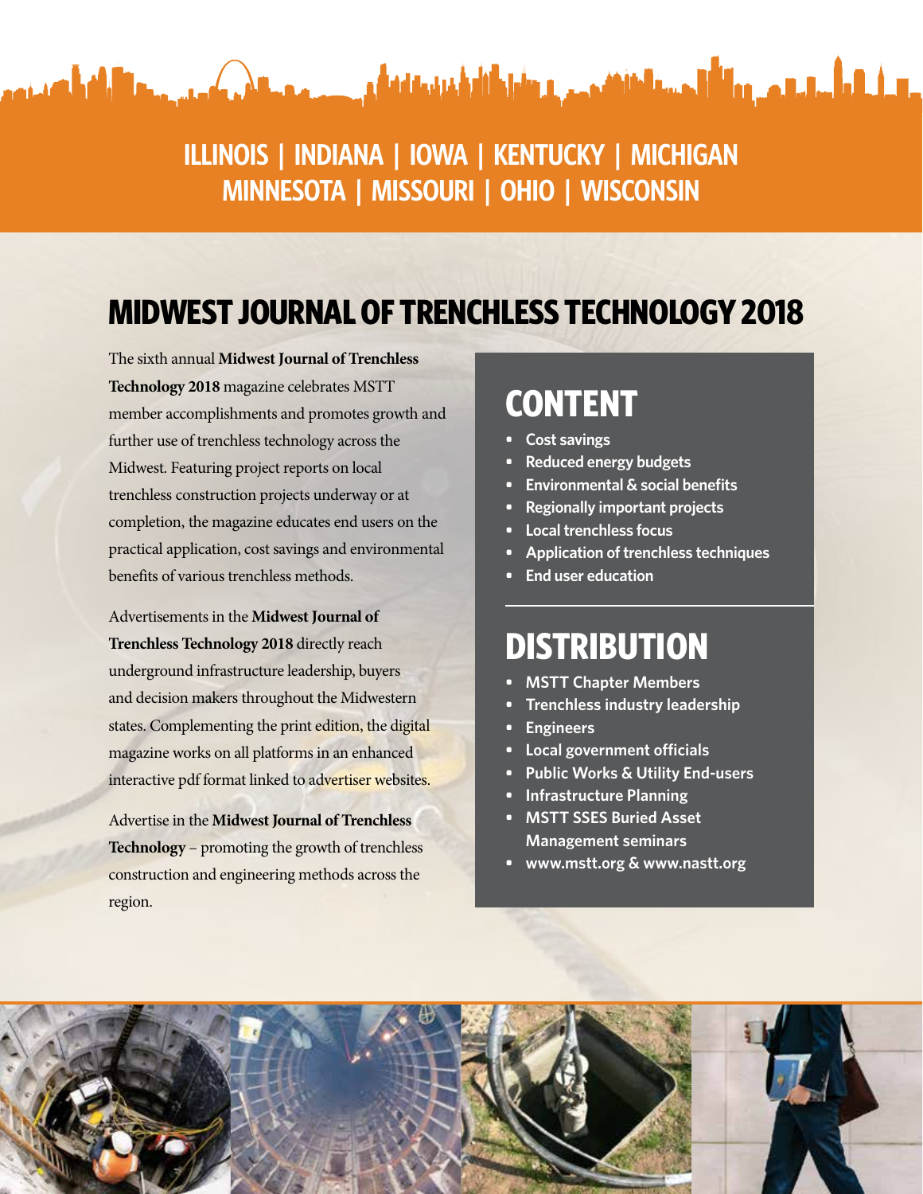ILLINOIS | INDIANA | IOWA | KENTUCKY | MICHIGAN
MINNESOTA | MISSOURI | OHIO | WISCONSIN

# MIDWEST JOURNAL OF TRENCHLESS TECHNOLOGY 2018

The sixth annual **Midwest Journal of Trenchless Technology 2018** magazine celebrates MSTT member accomplishments and promotes growth and further use of trenchless technology across the Midwest. Featuring project reports on local trenchless construction projects underway or at completion, the magazine educates end users on the practical application, cost savings and environmental benefits of various trenchless methods.

Advertisements in the **Midwest Journal of Trenchless Technology 2018** directly reach underground infrastructure leadership, buyers and decision makers throughout the Midwestern states. Complementing the print edition, the digital magazine works on all platforms in an enhanced interactive pdf format linked to advertiser websites.

Advertise in the **Midwest Journal of Trenchless Technology** – promoting the growth of trenchless construction and engineering methods across the region.

## CONTENT

- Cost savings
- Reduced energy budgets
- Environmental & social benefits
- Regionally important projects
- Local trenchless focus
- Application of trenchless techniques
- End user education

## DISTRIBUTION

- MSTT Chapter Members
- Trenchless industry leadership
- Engineers
- Local government officials
- Public Works & Utility End-users
- Infrastructure Planning
- MSTT SSES Buried Asset Management seminars
- www.mstt.org & www.nastt.org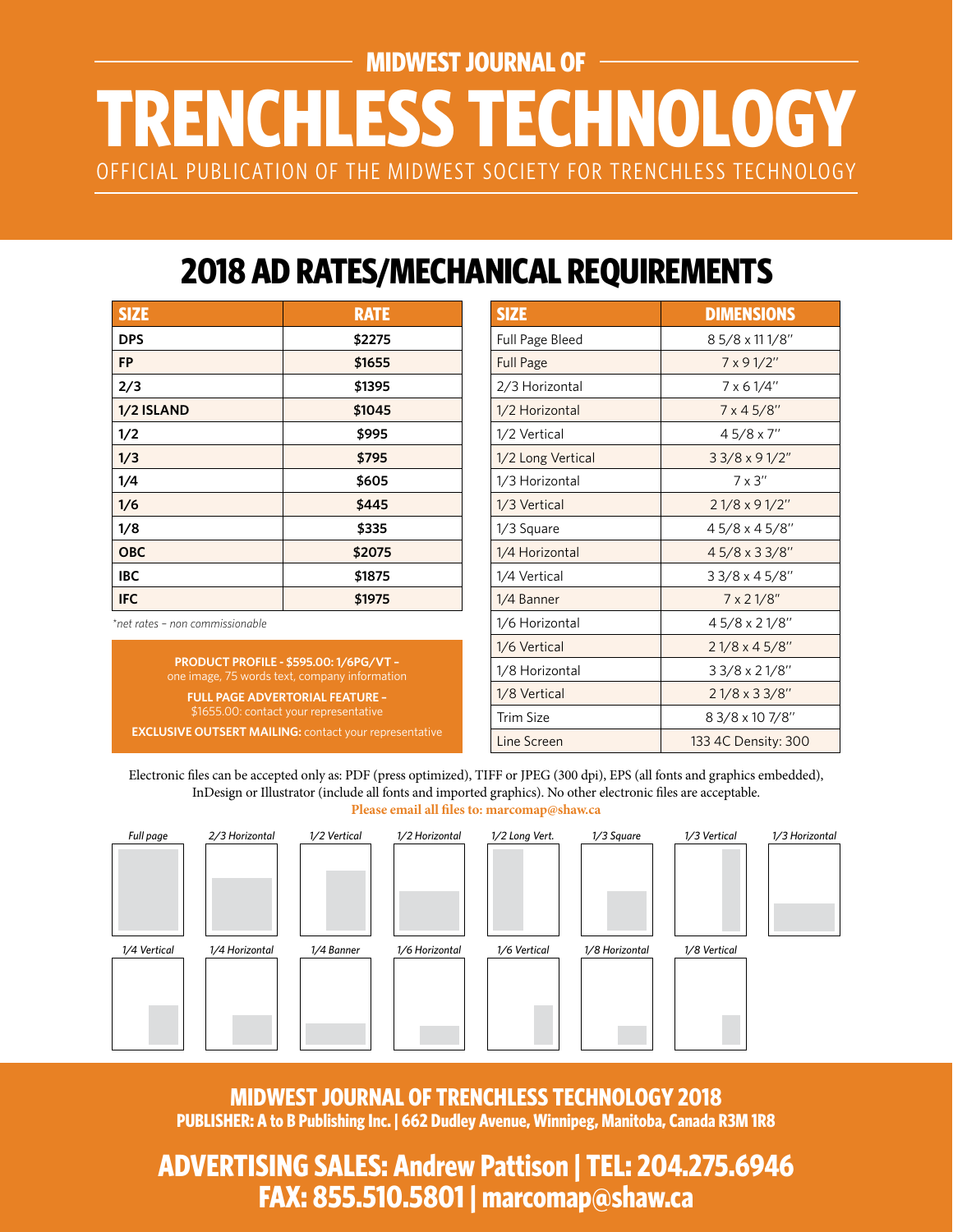# MIDWEST JOURNAL OF TRENCHLESS TECHNOLOGY

OFFICIAL PUBLICATION OF THE MIDWEST SOCIETY FOR TRENCHLESS TECHNOLOGY

## 2018 AD RATES/MECHANICAL REQUIREMENTS

| SIZE | RATE |
|---|---|
| DPS | $2275 |
| FP | $1655 |
| 2/3 | $1395 |
| 1/2 ISLAND | $1045 |
| 1/2 | $995 |
| 1/3 | $795 |
| 1/4 | $605 |
| 1/6 | $445 |
| 1/8 | $335 |
| OBC | $2075 |
| IBC | $1875 |
| IFC | $1975 |

*\*net rates – non commissionable*

**PRODUCT PROFILE - $595.00: 1/6PG/VT –** one image, 75 words text, company information

**FULL PAGE ADVERTORIAL FEATURE –** $1655.00: contact your representative

**EXCLUSIVE OUTSERT MAILING:** contact your representative

| SIZE | DIMENSIONS |
|---|---|
| Full Page Bleed | 8 5/8 x 11 1/8" |
| Full Page | 7 x 9 1/2" |
| 2/3 Horizontal | 7 x 6 1/4" |
| 1/2 Horizontal | 7 x 4 5/8" |
| 1/2 Vertical | 4 5/8 x 7" |
| 1/2 Long Vertical | 3 3/8 x 9 1/2" |
| 1/3 Horizontal | 7 x 3" |
| 1/3 Vertical | 2 1/8 x 9 1/2" |
| 1/3 Square | 4 5/8 x 4 5/8" |
| 1/4 Horizontal | 4 5/8 x 3 3/8" |
| 1/4 Vertical | 3 3/8 x 4 5/8" |
| 1/4 Banner | 7 x 2 1/8" |
| 1/6 Horizontal | 4 5/8 x 2 1/8" |
| 1/6 Vertical | 2 1/8 x 4 5/8" |
| 1/8 Horizontal | 3 3/8 x 2 1/8" |
| 1/8 Vertical | 2 1/8 x 3 3/8" |
| Trim Size | 8 3/8 x 10 7/8" |
| Line Screen | 133 4C Density: 300 |

Electronic files can be accepted only as: PDF (press optimized), TIFF or JPEG (300 dpi), EPS (all fonts and graphics embedded), InDesign or Illustrator (include all fonts and imported graphics). No other electronic files are acceptable.

**Please email all files to: marcomap@shaw.ca**

*Full page* *2/3 Horizontal* *1/2 Vertical* *1/2 Horizontal* *1/2 Long Vert.* *1/3 Square* *1/3 Vertical* *1/3 Horizontal*

*1/4 Vertical* *1/4 Horizontal* *1/4 Banner* *1/6 Horizontal* *1/6 Vertical* *1/8 Horizontal* *1/8 Vertical*

**MIDWEST JOURNAL OF TRENCHLESS TECHNOLOGY 2018**

**PUBLISHER: A to B Publishing Inc. | 662 Dudley Avenue, Winnipeg, Manitoba, Canada R3M 1R8**

**ADVERTISING SALES: Andrew Pattison | TEL: 204.275.6946**

**FAX: 855.510.5801 | marcomap@shaw.ca**